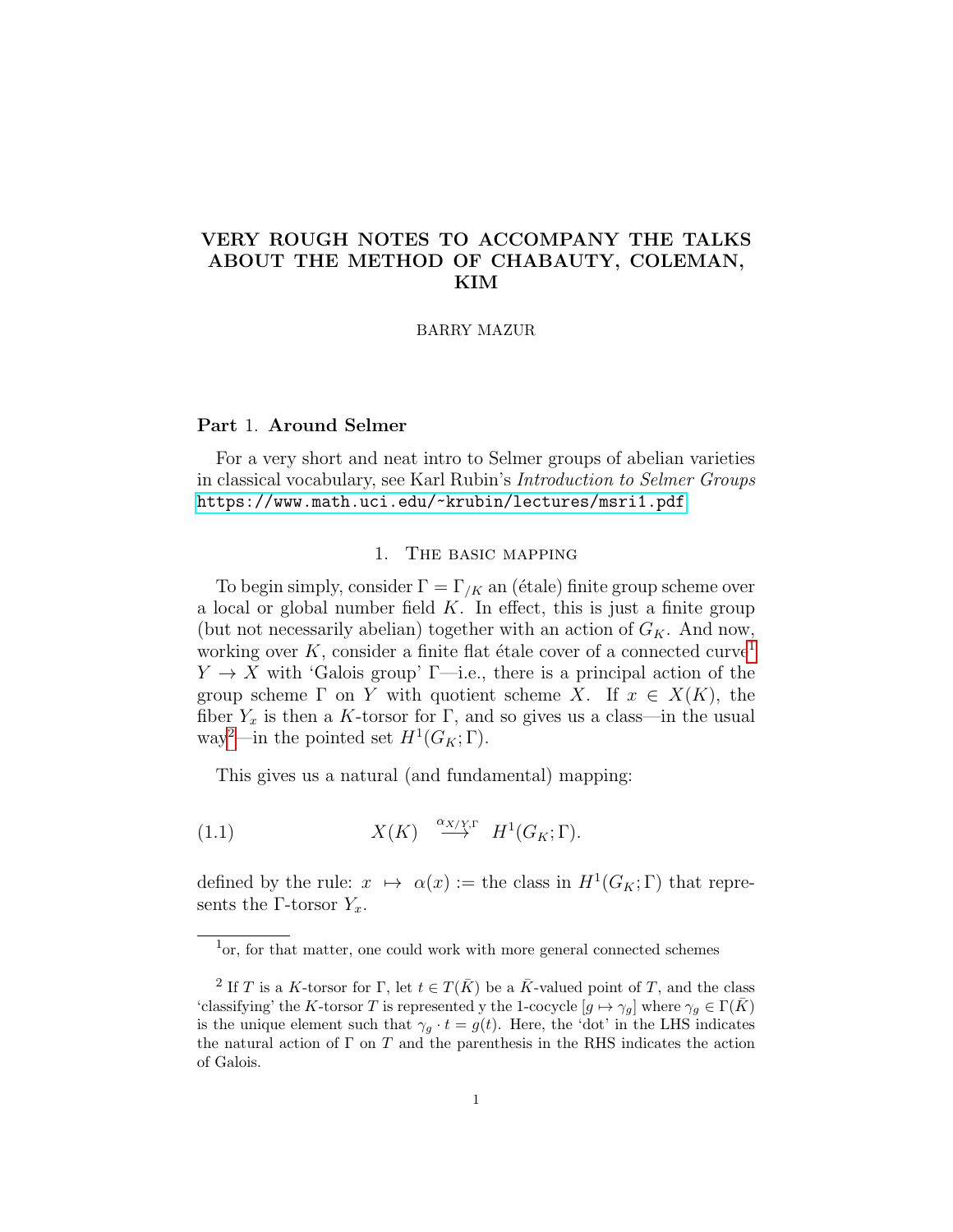# VERY ROUGH NOTES TO ACCOMPANY THE TALKS ABOUT THE METHOD OF CHABAUTY, COLEMAN, KIM

BARRY MAZUR

## Part 1. Around Selmer

For a very short and neat intro to Selmer groups of abelian varieties in classical vocabulary, see Karl Rubin's *Introduction to Selmer Groups* https://www.math.uci.edu/~krubin/lectures/msri1.pdf

### 1. The basic mapping

To begin simply, consider $\Gamma = \Gamma_{/K}$ an (étale) finite group scheme over a local or global number field $K$. In effect, this is just a finite group (but not necessarily abelian) together with an action of $G_K$. And now, working over $K$, consider a finite flat étale cover of a connected curve[1] $Y \to X$ with 'Galois group' $\Gamma$—i.e., there is a principal action of the group scheme $\Gamma$ on $Y$ with quotient scheme $X$. If $x \in X(K)$, the fiber $Y_x$ is then a $K$-torsor for $\Gamma$, and so gives us a class—in the usual way[2]—in the pointed set $H^1(G_K; \Gamma)$.

This gives us a natural (and fundamental) mapping:

$$X(K) \overset{\alpha_{X/Y,\Gamma}}{\longrightarrow} H^1(G_K; \Gamma). \tag{1.1}$$

defined by the rule: $x \mapsto \alpha(x) :=$ the class in $H^1(G_K; \Gamma)$ that represents the $\Gamma$-torsor $Y_x$.

---

[1] or, for that matter, one could work with more general connected schemes

[2] If $T$ is a $K$-torsor for $\Gamma$, let $t \in T(\bar{K})$ be a $\bar{K}$-valued point of $T$, and the class 'classifying' the $K$-torsor $T$ is represented y the 1-cocycle $[g \mapsto \gamma_g]$ where $\gamma_g \in \Gamma(\bar{K})$ is the unique element such that $\gamma_g \cdot t = g(t)$. Here, the 'dot' in the LHS indicates the natural action of $\Gamma$ on $T$ and the parenthesis in the RHS indicates the action of Galois.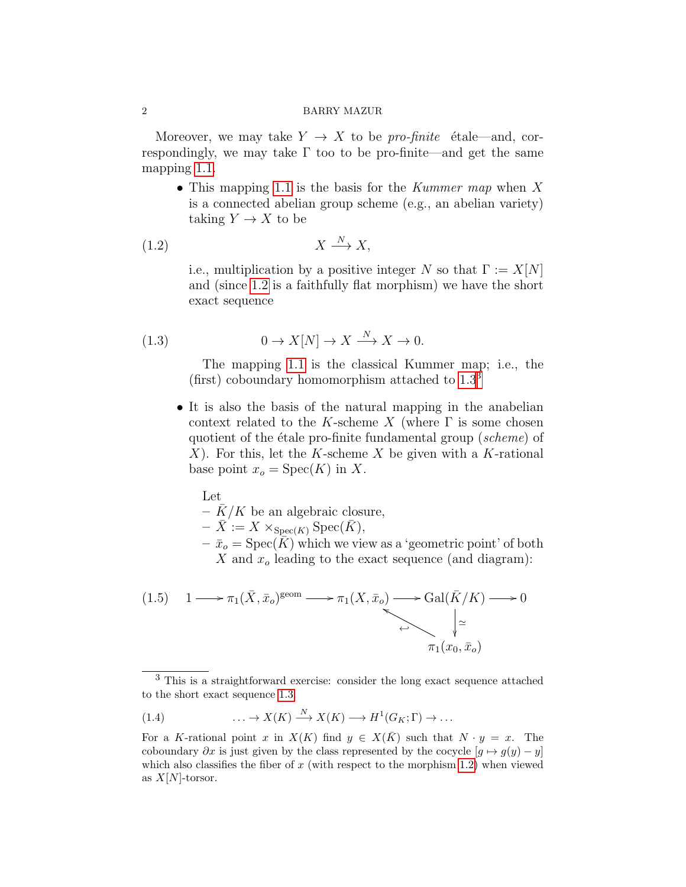Moreover, we may take $Y \to X$ to be *pro-finite* étale—and, correspondingly, we may take $\Gamma$ too to be pro-finite—and get the same mapping 1.1.

- This mapping 1.1 is the basis for the *Kummer map* when $X$ is a connected abelian group scheme (e.g., an abelian variety) taking $Y \to X$ to be

$$X \xrightarrow{N} X, \tag{1.2}$$

  i.e., multiplication by a positive integer $N$ so that $\Gamma := X[N]$ and (since 1.2 is a faithfully flat morphism) we have the short exact sequence

$$0 \to X[N] \to X \xrightarrow{N} X \to 0. \tag{1.3}$$

  The mapping 1.1 is the classical Kummer map; i.e., the (first) coboundary homomorphism attached to 1.3[3]

- It is also the basis of the natural mapping in the anabelian context related to the $K$-scheme $X$ (where $\Gamma$ is some chosen quotient of the étale pro-finite fundamental group (*scheme*) of $X$). For this, let the $K$-scheme $X$ be given with a $K$-rational base point $x_o = \mathrm{Spec}(K)$ in $X$.

  Let
  – $\bar{K}/K$ be an algebraic closure,
  – $\bar{X} := X \times_{\mathrm{Spec}(K)} \mathrm{Spec}(\bar{K})$,
  – $\bar{x}_o = \mathrm{Spec}(\bar{K})$ which we view as a 'geometric point' of both $X$ and $x_o$ leading to the exact sequence (and diagram):

$$\begin{array}{ccccccccc} 1 & \longrightarrow & \pi_1(\bar{X}, \bar{x}_o)^{\mathrm{geom}} & \longrightarrow & \pi_1(X, \bar{x}_o) & \longrightarrow & \mathrm{Gal}(\bar{K}/K) & \longrightarrow & 0 \\ & & & & & \nwarrow\hookleftarrow & \downarrow \simeq & & \\ & & & & & & \pi_1(x_0, \bar{x}_o) & & \end{array} \tag{1.5}$$

[3] This is a straightforward exercise: consider the long exact sequence attached to the short exact sequence 1.3

$$\ldots \to X(K) \xrightarrow{N} X(K) \longrightarrow H^1(G_K; \Gamma) \to \ldots \tag{1.4}$$

For a $K$-rational point $x$ in $X(K)$ find $y \in X(\bar{K})$ such that $N \cdot y = x$. The coboundary $\partial x$ is just given by the class represented by the cocycle $[g \mapsto g(y) - y]$ which also classifies the fiber of $x$ (with respect to the morphism 1.2) when viewed as $X[N]$-torsor.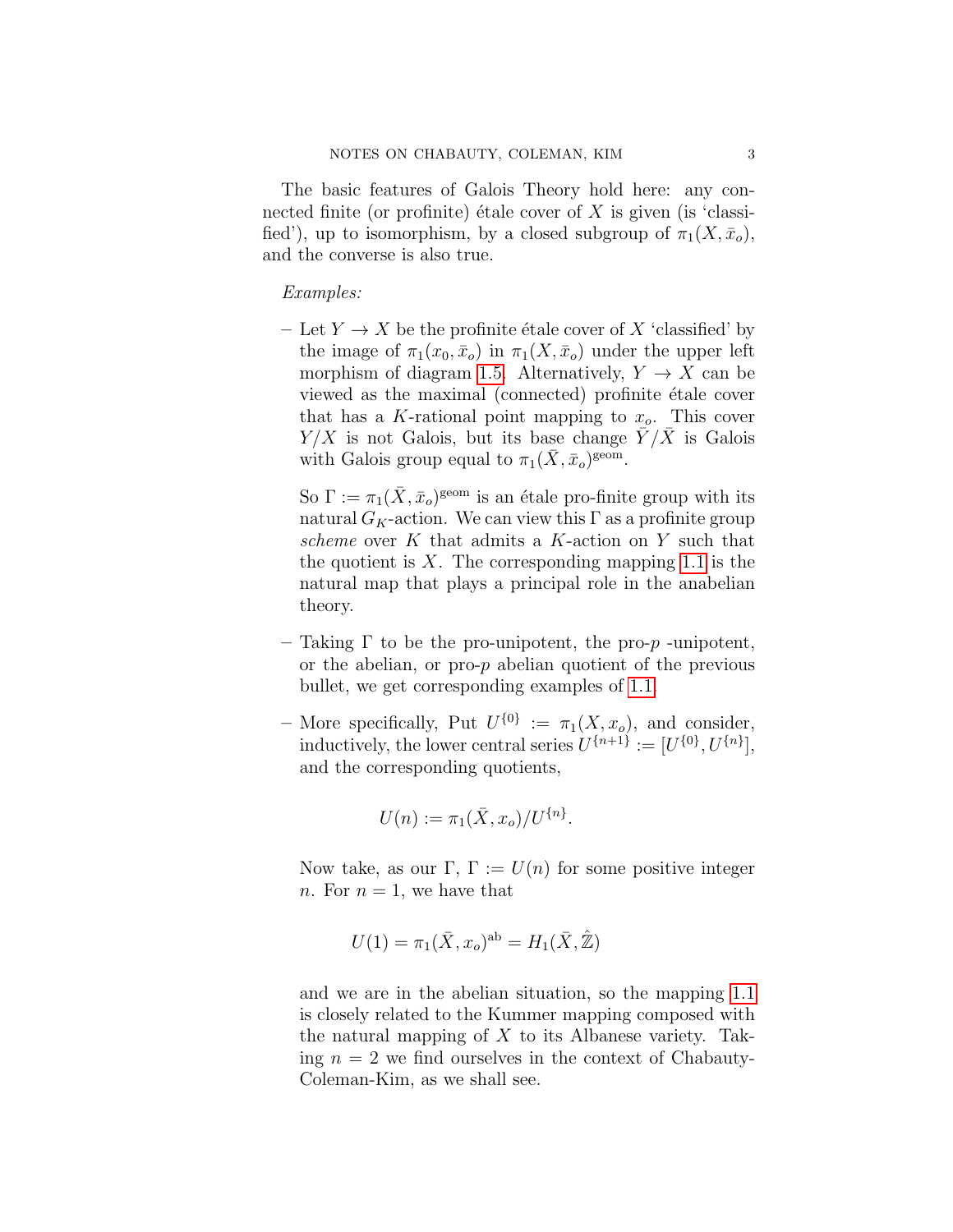The basic features of Galois Theory hold here: any connected finite (or profinite) étale cover of $X$ is given (is 'classified'), up to isomorphism, by a closed subgroup of $\pi_1(X, \bar{x}_o)$, and the converse is also true.

*Examples:*

– Let $Y \to X$ be the profinite étale cover of $X$ 'classified' by the image of $\pi_1(x_0, \bar{x}_o)$ in $\pi_1(X, \bar{x}_o)$ under the upper left morphism of diagram 1.5. Alternatively, $Y \to X$ can be viewed as the maximal (connected) profinite étale cover that has a $K$-rational point mapping to $x_o$. This cover $Y/X$ is not Galois, but its base change $\bar{Y}/\bar{X}$ is Galois with Galois group equal to $\pi_1(\bar{X}, \bar{x}_o)^{\text{geom}}$.

  So $\Gamma := \pi_1(\bar{X}, \bar{x}_o)^{\text{geom}}$ is an étale pro-finite group with its natural $G_K$-action. We can view this $\Gamma$ as a profinite group *scheme* over $K$ that admits a $K$-action on $Y$ such that the quotient is $X$. The corresponding mapping 1.1 is the natural map that plays a principal role in the anabelian theory.

– Taking $\Gamma$ to be the pro-unipotent, the pro-$p$ -unipotent, or the abelian, or pro-$p$ abelian quotient of the previous bullet, we get corresponding examples of 1.1.

– More specifically, Put $U^{\{0\}} := \pi_1(X, x_o)$, and consider, inductively, the lower central series $U^{\{n+1\}} := [U^{\{0\}}, U^{\{n\}}]$, and the corresponding quotients,

$$U(n) := \pi_1(\bar{X}, x_o)/U^{\{n\}}.$$

  Now take, as our $\Gamma$, $\Gamma := U(n)$ for some positive integer $n$. For $n = 1$, we have that

$$U(1) = \pi_1(\bar{X}, x_o)^{\text{ab}} = H_1(\bar{X}, \hat{\mathbb{Z}})$$

  and we are in the abelian situation, so the mapping 1.1 is closely related to the Kummer mapping composed with the natural mapping of $X$ to its Albanese variety. Taking $n = 2$ we find ourselves in the context of Chabauty-Coleman-Kim, as we shall see.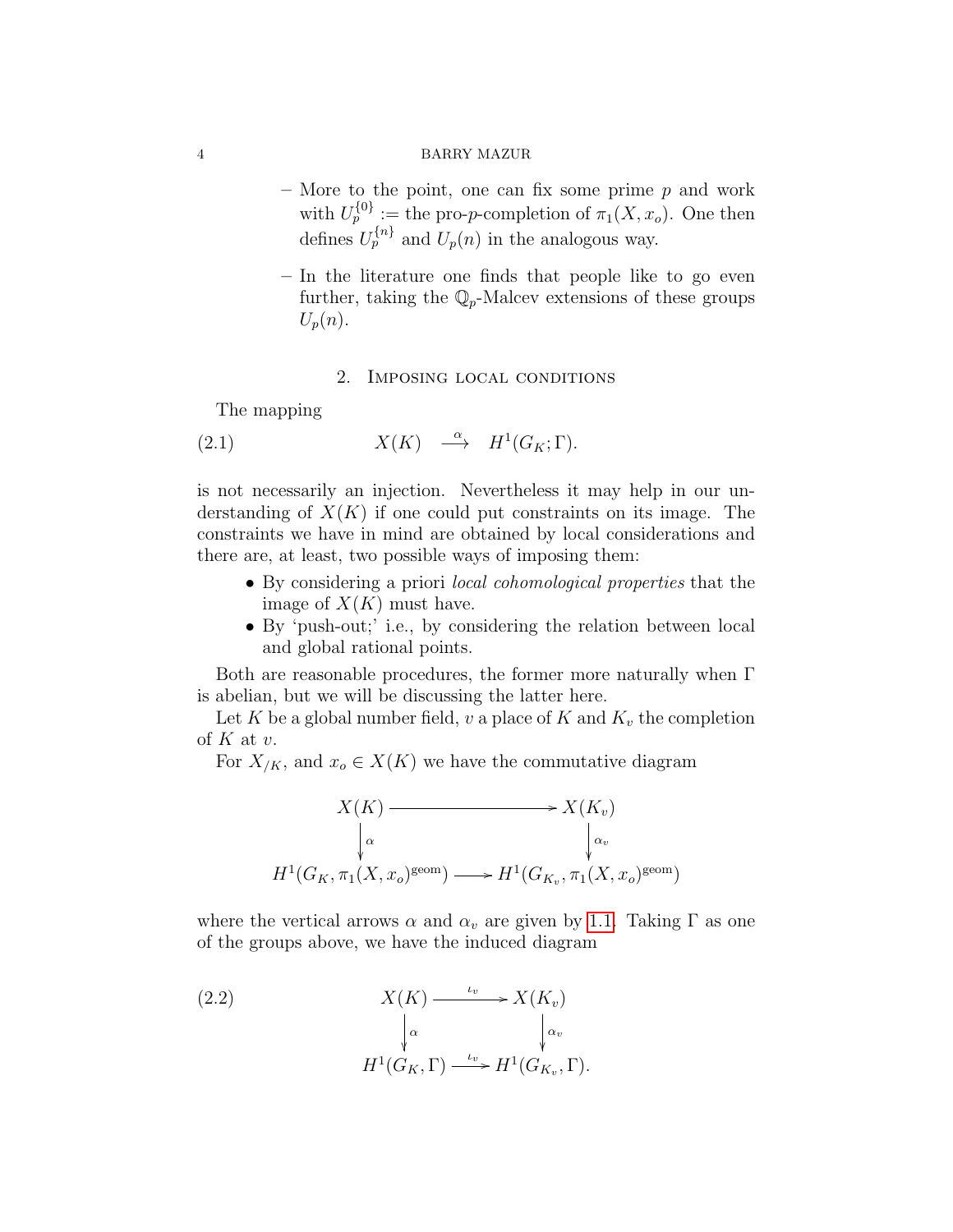- More to the point, one can fix some prime $p$ and work with $U_p^{\{0\}} :=$ the pro-$p$-completion of $\pi_1(X, x_o)$. One then defines $U_p^{\{n\}}$ and $U_p(n)$ in the analogous way.
  - In the literature one finds that people like to go even further, taking the $\mathbb{Q}_p$-Malcev extensions of these groups $U_p(n)$.

## 2. Imposing local conditions

The mapping

$$X(K) \xrightarrow{\alpha} H^1(G_K; \Gamma). \tag{2.1}$$

is not necessarily an injection. Nevertheless it may help in our understanding of $X(K)$ if one could put constraints on its image. The constraints we have in mind are obtained by local considerations and there are, at least, two possible ways of imposing them:

- By considering a priori *local cohomological properties* that the image of $X(K)$ must have.
- By 'push-out;' i.e., by considering the relation between local and global rational points.

Both are reasonable procedures, the former more naturally when $\Gamma$ is abelian, but we will be discussing the latter here.

Let $K$ be a global number field, $v$ a place of $K$ and $K_v$ the completion of $K$ at $v$.

For $X_{/K}$, and $x_o \in X(K)$ we have the commutative diagram

$$\begin{array}{ccc}
X(K) & \longrightarrow & X(K_v) \\
\downarrow{\scriptstyle \alpha} & & \downarrow{\scriptstyle \alpha_v} \\
H^1(G_K, \pi_1(X, x_o)^{\text{geom}}) & \longrightarrow & H^1(G_{K_v}, \pi_1(X, x_o)^{\text{geom}})
\end{array}$$

where the vertical arrows $\alpha$ and $\alpha_v$ are given by 1.1. Taking $\Gamma$ as one of the groups above, we have the induced diagram

$$\begin{array}{ccc}
X(K) & \xrightarrow{\iota_v} & X(K_v) \\
\downarrow{\scriptstyle \alpha} & & \downarrow{\scriptstyle \alpha_v} \\
H^1(G_K, \Gamma) & \xrightarrow{\iota_v} & H^1(G_{K_v}, \Gamma).
\end{array} \tag{2.2}$$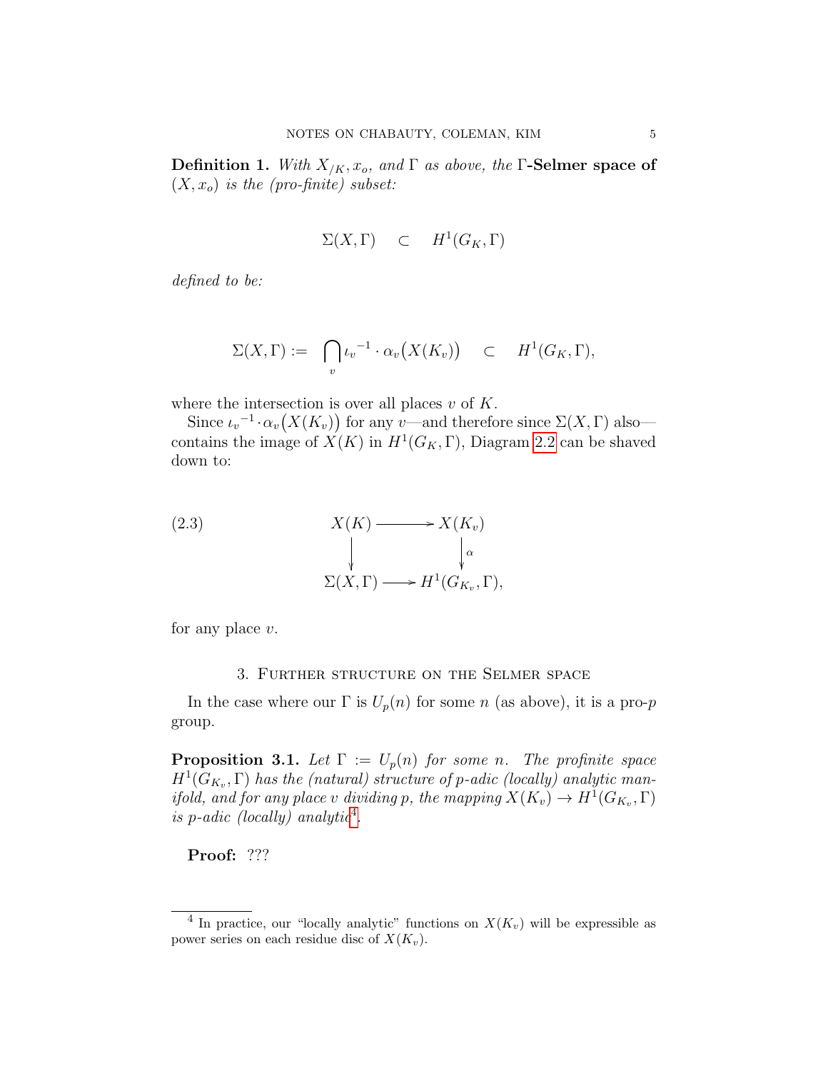**Definition 1.** *With $X_{/K}, x_o$, and $\Gamma$ as above, the* **$\Gamma$-Selmer space of $(X, x_o)$** *is the (pro-finite) subset:*

$$\Sigma(X, \Gamma) \quad \subset \quad H^1(G_K, \Gamma)$$

*defined to be:*

$$\Sigma(X, \Gamma) := \bigcap_v {\iota_v}^{-1} \cdot \alpha_v\big(X(K_v)\big) \quad \subset \quad H^1(G_K, \Gamma),$$

where the intersection is over all places $v$ of $K$.

Since ${\iota_v}^{-1} \cdot \alpha_v\big(X(K_v)\big)$ for any $v$—and therefore since $\Sigma(X, \Gamma)$ also—contains the image of $X(K)$ in $H^1(G_K, \Gamma)$, Diagram 2.2 can be shaved down to:

$$\begin{array}{ccc} X(K) & \longrightarrow & X(K_v) \\ \downarrow & & \downarrow \alpha \\ \Sigma(X, \Gamma) & \longrightarrow & H^1(G_{K_v}, \Gamma), \end{array} \tag{2.3}$$

for any place $v$.

## 3. Further structure on the Selmer space

In the case where our $\Gamma$ is $U_p(n)$ for some $n$ (as above), it is a pro-$p$ group.

**Proposition 3.1.** *Let $\Gamma := U_p(n)$ for some $n$. The profinite space $H^1(G_{K_v}, \Gamma)$ has the (natural) structure of $p$-adic (locally) analytic manifold, and for any place $v$ dividing $p$, the mapping $X(K_v) \to H^1(G_{K_v}, \Gamma)$ is $p$-adic (locally) analytic*[4].

**Proof:** ???

[4] In practice, our "locally analytic" functions on $X(K_v)$ will be expressible as power series on each residue disc of $X(K_v)$.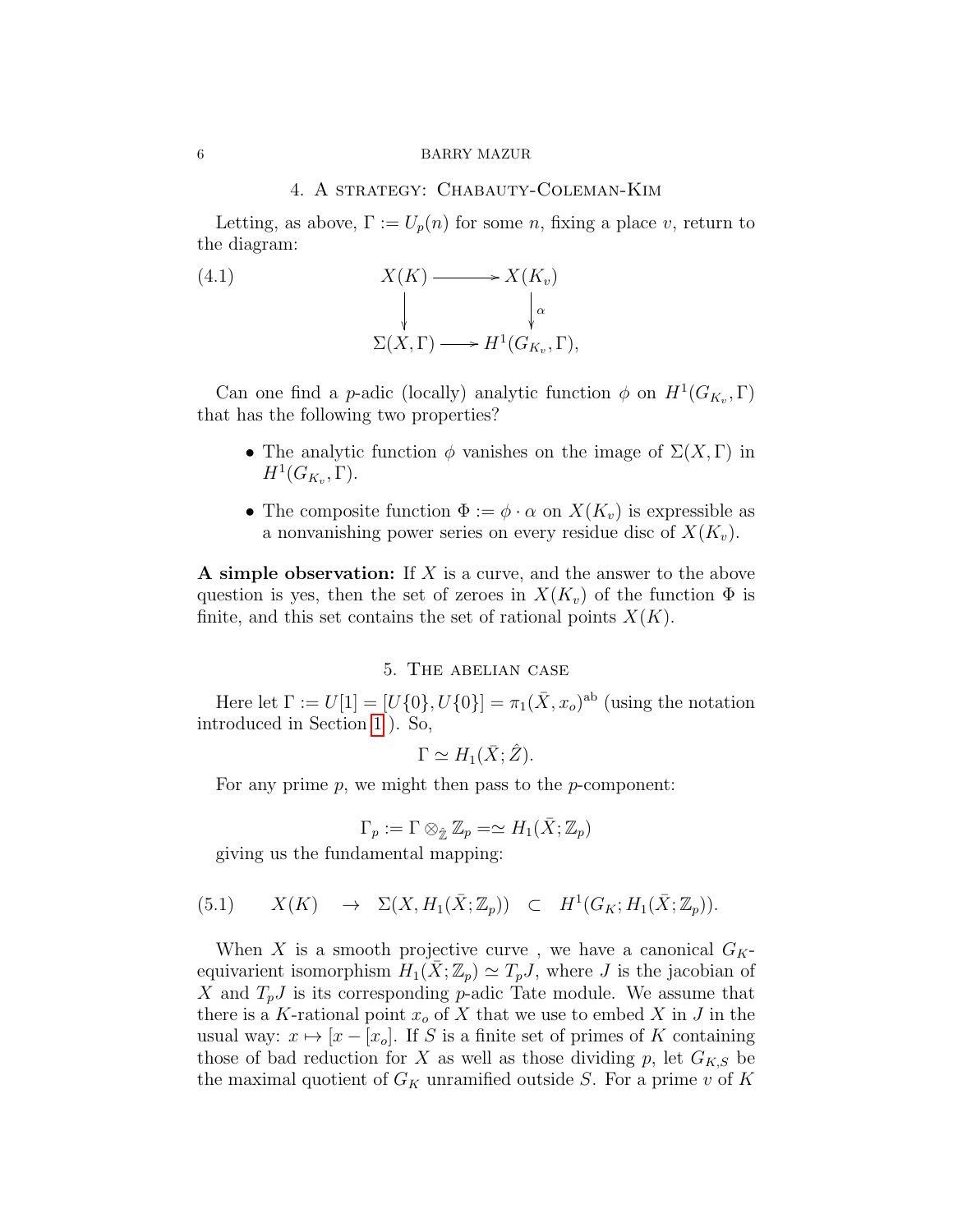## 4. A strategy: Chabauty-Coleman-Kim

Letting, as above, $\Gamma := U_p(n)$ for some $n$, fixing a place $v$, return to the diagram:

$$
\begin{array}{ccc}
X(K) & \longrightarrow & X(K_v) \\
\downarrow & & \downarrow \alpha \\
\Sigma(X, \Gamma) & \longrightarrow & H^1(G_{K_v}, \Gamma),
\end{array}
\tag{4.1}
$$

Can one find a $p$-adic (locally) analytic function $\phi$ on $H^1(G_{K_v}, \Gamma)$ that has the following two properties?

- The analytic function $\phi$ vanishes on the image of $\Sigma(X, \Gamma)$ in $H^1(G_{K_v}, \Gamma)$.
- The composite function $\Phi := \phi \cdot \alpha$ on $X(K_v)$ is expressible as a nonvanishing power series on every residue disc of $X(K_v)$.

**A simple observation:** If $X$ is a curve, and the answer to the above question is yes, then the set of zeroes in $X(K_v)$ of the function $\Phi$ is finite, and this set contains the set of rational points $X(K)$.

## 5. The abelian case

Here let $\Gamma := U[1] = [U\{0\}, U\{0\}] = \pi_1(\bar{X}, x_o)^{\mathrm{ab}}$ (using the notation introduced in Section 1 ). So,

$$\Gamma \simeq H_1(\bar{X}; \hat{Z}).$$

For any prime $p$, we might then pass to the $p$-component:

$$\Gamma_p := \Gamma \otimes_{\hat{\mathbb{Z}}} \mathbb{Z}_p = \simeq H_1(\bar{X}; \mathbb{Z}_p)$$

giving us the fundamental mapping:

$$X(K) \quad \to \quad \Sigma(X, H_1(\bar{X}; \mathbb{Z}_p)) \quad \subset \quad H^1(G_K; H_1(\bar{X}; \mathbb{Z}_p)). \tag{5.1}$$

When $X$ is a smooth projective curve , we have a canonical $G_K$-equivarient isomorphism $H_1(\bar{X}; \mathbb{Z}_p) \simeq T_pJ$, where $J$ is the jacobian of $X$ and $T_pJ$ is its corresponding $p$-adic Tate module. We assume that there is a $K$-rational point $x_o$ of $X$ that we use to embed $X$ in $J$ in the usual way: $x \mapsto [x - [x_o]$. If $S$ is a finite set of primes of $K$ containing those of bad reduction for $X$ as well as those dividing $p$, let $G_{K,S}$ be the maximal quotient of $G_K$ unramified outside $S$. For a prime $v$ of $K$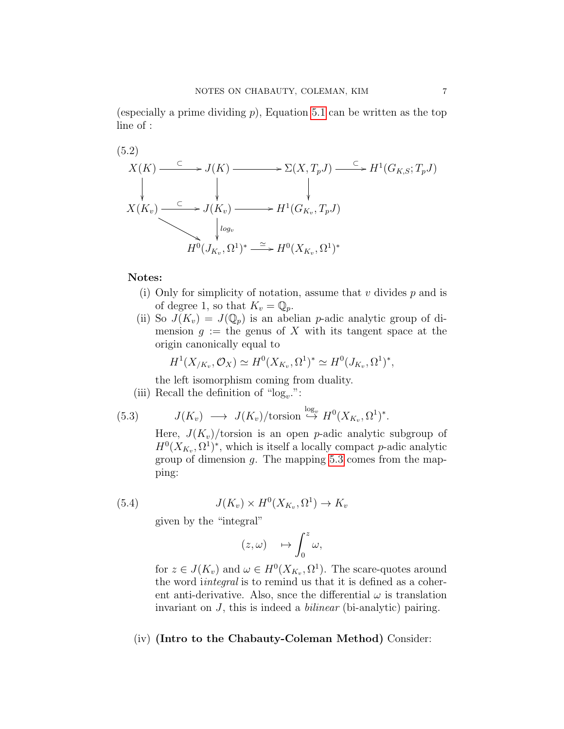(especially a prime dividing $p$), Equation 5.1 can be written as the top line of :

(5.2)

$$
\begin{array}{ccccccc}
X(K) & \xrightarrow{\subset} & J(K) & \longrightarrow & \Sigma(X, T_pJ) & \xrightarrow{\subset} & H^1(G_{K,S}; T_pJ) \\
\downarrow & & \downarrow & & \downarrow & & \\
X(K_v) & \xrightarrow{\subset} & J(K_v) & \longrightarrow & H^1(G_{K_v}, T_pJ) & & \\
& \searrow & \downarrow {\scriptstyle log_v} & & & & \\
& & H^0(J_{K_v}, \Omega^1)^* & \xrightarrow{\simeq} & H^0(X_{K_v}, \Omega^1)^* & &
\end{array}
$$

**Notes:**

(i) Only for simplicity of notation, assume that $v$ divides $p$ and is of degree 1, so that $K_v = \mathbb{Q}_p$.

(ii) So $J(K_v) = J(\mathbb{Q}_p)$ is an abelian $p$-adic analytic group of dimension $g :=$ the genus of $X$ with its tangent space at the origin canonically equal to

$$H^1(X_{/K_v}, \mathcal{O}_X) \simeq H^0(X_{K_v}, \Omega^1)^* \simeq H^0(J_{K_v}, \Omega^1)^*,$$

the left isomorphism coming from duality.

(iii) Recall the definition of "$\log_v$.":

$$J(K_v) \longrightarrow J(K_v)/\text{torsion} \overset{\log_v}{\hookrightarrow} H^0(X_{K_v}, \Omega^1)^*. \tag{5.3}$$

Here, $J(K_v)$/torsion is an open $p$-adic analytic subgroup of $H^0(X_{K_v}, \Omega^1)^*$, which is itself a locally compact $p$-adic analytic group of dimension $g$. The mapping 5.3 comes from the mapping:

$$J(K_v) \times H^0(X_{K_v}, \Omega^1) \to K_v \tag{5.4}$$

given by the "integral"

$$(z, \omega) \quad \mapsto \int_0^z \omega,$$

for $z \in J(K_v)$ and $\omega \in H^0(X_{K_v}, \Omega^1)$. The scare-quotes around the word i*integral* is to remind us that it is defined as a coherent anti-derivative. Also, snce the differential $\omega$ is translation invariant on $J$, this is indeed a *bilinear* (bi-analytic) pairing.

(iv) **(Intro to the Chabauty-Coleman Method)** Consider: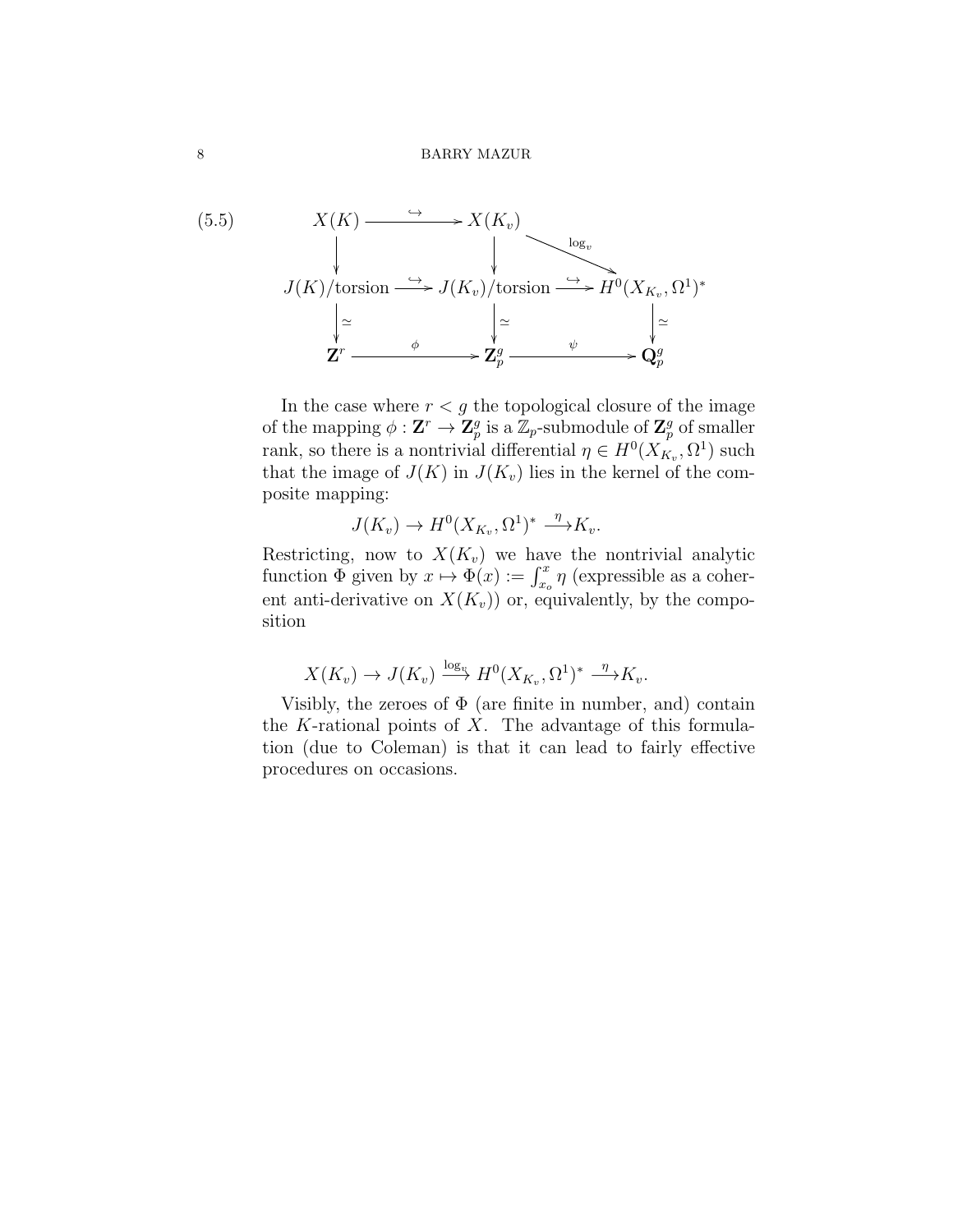$$
\begin{array}{ccccc}
X(K) & \xrightarrow{\hookrightarrow} & X(K_v) & & \\
\downarrow & & \downarrow & \searrow^{\log_v} & \\
J(K)/\text{torsion} & \xrightarrow{\hookrightarrow} & J(K_v)/\text{torsion} & \xrightarrow{\hookrightarrow} & H^0(X_{K_v}, \Omega^1)^* \\
\downarrow \simeq & & \downarrow \simeq & & \downarrow \simeq \\
\mathbf{Z}^r & \xrightarrow{\phi} & \mathbf{Z}_p^g & \xrightarrow{\psi} & \mathbf{Q}_p^g
\end{array} \tag{5.5}
$$

In the case where $r < g$ the topological closure of the image of the mapping $\phi : \mathbf{Z}^r \to \mathbf{Z}_p^g$ is a $\mathbb{Z}_p$-submodule of $\mathbf{Z}_p^g$ of smaller rank, so there is a nontrivial differential $\eta \in H^0(X_{K_v}, \Omega^1)$ such that the image of $J(K)$ in $J(K_v)$ lies in the kernel of the composite mapping:

$$
J(K_v) \to H^0(X_{K_v}, \Omega^1)^* \xrightarrow{\eta} K_v.
$$

Restricting, now to $X(K_v)$ we have the nontrivial analytic function $\Phi$ given by $x \mapsto \Phi(x) := \int_{x_o}^{x} \eta$ (expressible as a coherent anti-derivative on $X(K_v)$) or, equivalently, by the composition

$$
X(K_v) \to J(K_v) \xrightarrow{\log_v} H^0(X_{K_v}, \Omega^1)^* \xrightarrow{\eta} K_v.
$$

Visibly, the zeroes of $\Phi$ (are finite in number, and) contain the $K$-rational points of $X$. The advantage of this formulation (due to Coleman) is that it can lead to fairly effective procedures on occasions.